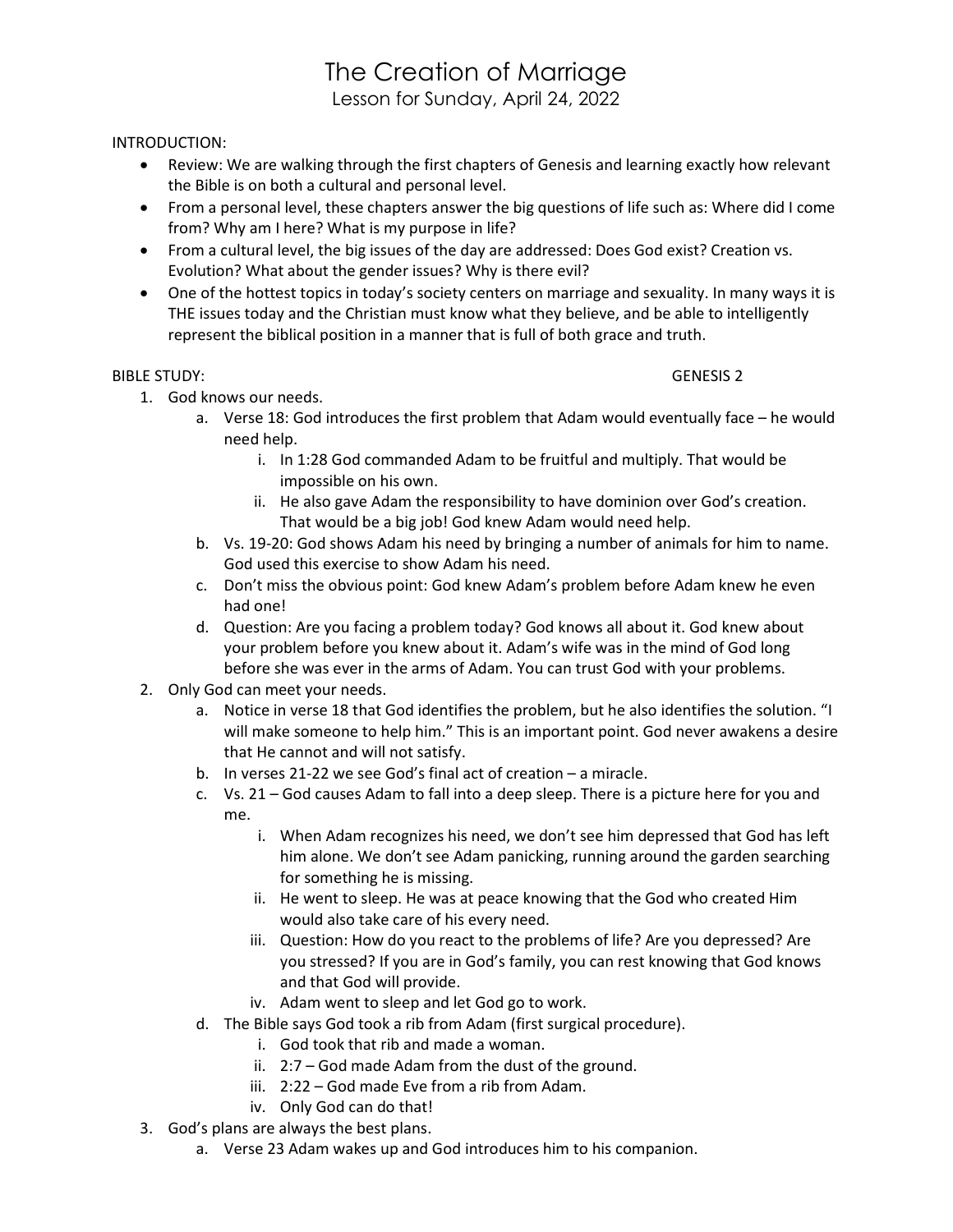# The Creation of Marriage

Lesson for Sunday, April 24, 2022

INTRODUCTION:

- Review: We are walking through the first chapters of Genesis and learning exactly how relevant the Bible is on both a cultural and personal level.
- From a personal level, these chapters answer the big questions of life such as: Where did I come from? Why am I here? What is my purpose in life?
- From a cultural level, the big issues of the day are addressed: Does God exist? Creation vs. Evolution? What about the gender issues? Why is there evil?
- One of the hottest topics in today's society centers on marriage and sexuality. In many ways it is THE issues today and the Christian must know what they believe, and be able to intelligently represent the biblical position in a manner that is full of both grace and truth.

BIBLE STUDY: GENESIS 2

1. God knows our needs.
   a. Verse 18: God introduces the first problem that Adam would eventually face – he would need help.
      i. In 1:28 God commanded Adam to be fruitful and multiply. That would be impossible on his own.
      ii. He also gave Adam the responsibility to have dominion over God's creation. That would be a big job! God knew Adam would need help.
   b. Vs. 19-20: God shows Adam his need by bringing a number of animals for him to name. God used this exercise to show Adam his need.
   c. Don't miss the obvious point: God knew Adam's problem before Adam knew he even had one!
   d. Question: Are you facing a problem today? God knows all about it. God knew about your problem before you knew about it. Adam's wife was in the mind of God long before she was ever in the arms of Adam. You can trust God with your problems.
2. Only God can meet your needs.
   a. Notice in verse 18 that God identifies the problem, but he also identifies the solution. "I will make someone to help him." This is an important point. God never awakens a desire that He cannot and will not satisfy.
   b. In verses 21-22 we see God's final act of creation – a miracle.
   c. Vs. 21 – God causes Adam to fall into a deep sleep. There is a picture here for you and me.
      i. When Adam recognizes his need, we don't see him depressed that God has left him alone. We don't see Adam panicking, running around the garden searching for something he is missing.
      ii. He went to sleep. He was at peace knowing that the God who created Him would also take care of his every need.
      iii. Question: How do you react to the problems of life? Are you depressed? Are you stressed? If you are in God's family, you can rest knowing that God knows and that God will provide.
      iv. Adam went to sleep and let God go to work.
   d. The Bible says God took a rib from Adam (first surgical procedure).
      i. God took that rib and made a woman.
      ii. 2:7 – God made Adam from the dust of the ground.
      iii. 2:22 – God made Eve from a rib from Adam.
      iv. Only God can do that!
3. God's plans are always the best plans.
   a. Verse 23 Adam wakes up and God introduces him to his companion.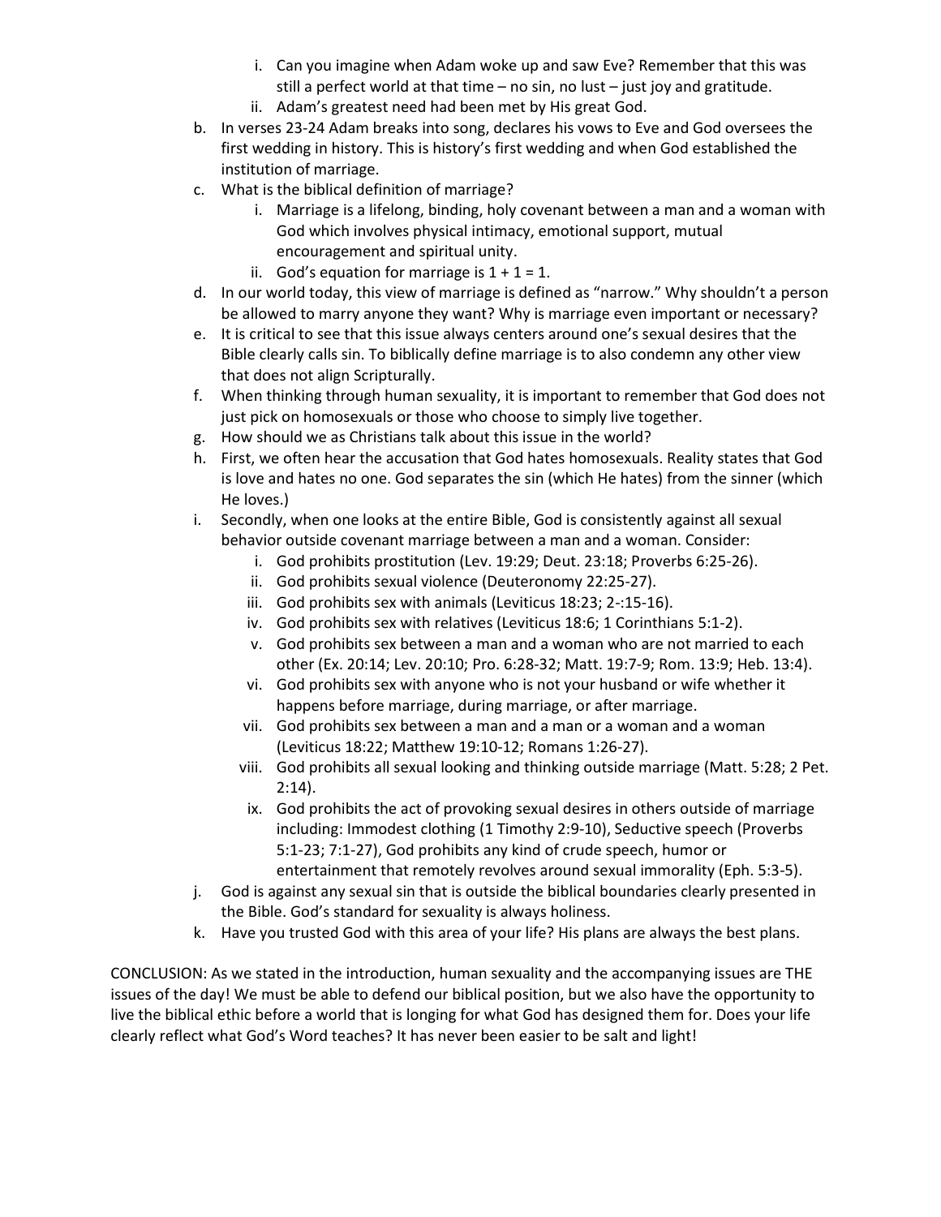i. Can you imagine when Adam woke up and saw Eve? Remember that this was still a perfect world at that time – no sin, no lust – just joy and gratitude.
   ii. Adam's greatest need had been met by His great God.

b. In verses 23-24 Adam breaks into song, declares his vows to Eve and God oversees the first wedding in history. This is history's first wedding and when God established the institution of marriage.

c. What is the biblical definition of marriage?
   i. Marriage is a lifelong, binding, holy covenant between a man and a woman with God which involves physical intimacy, emotional support, mutual encouragement and spiritual unity.
   ii. God's equation for marriage is $1 + 1 = 1$.

d. In our world today, this view of marriage is defined as "narrow." Why shouldn't a person be allowed to marry anyone they want? Why is marriage even important or necessary?

e. It is critical to see that this issue always centers around one's sexual desires that the Bible clearly calls sin. To biblically define marriage is to also condemn any other view that does not align Scripturally.

f. When thinking through human sexuality, it is important to remember that God does not just pick on homosexuals or those who choose to simply live together.

g. How should we as Christians talk about this issue in the world?

h. First, we often hear the accusation that God hates homosexuals. Reality states that God is love and hates no one. God separates the sin (which He hates) from the sinner (which He loves.)

i. Secondly, when one looks at the entire Bible, God is consistently against all sexual behavior outside covenant marriage between a man and a woman. Consider:
   i. God prohibits prostitution (Lev. 19:29; Deut. 23:18; Proverbs 6:25-26).
   ii. God prohibits sexual violence (Deuteronomy 22:25-27).
   iii. God prohibits sex with animals (Leviticus 18:23; 2-:15-16).
   iv. God prohibits sex with relatives (Leviticus 18:6; 1 Corinthians 5:1-2).
   v. God prohibits sex between a man and a woman who are not married to each other (Ex. 20:14; Lev. 20:10; Pro. 6:28-32; Matt. 19:7-9; Rom. 13:9; Heb. 13:4).
   vi. God prohibits sex with anyone who is not your husband or wife whether it happens before marriage, during marriage, or after marriage.
   vii. God prohibits sex between a man and a man or a woman and a woman (Leviticus 18:22; Matthew 19:10-12; Romans 1:26-27).
   viii. God prohibits all sexual looking and thinking outside marriage (Matt. 5:28; 2 Pet. 2:14).
   ix. God prohibits the act of provoking sexual desires in others outside of marriage including: Immodest clothing (1 Timothy 2:9-10), Seductive speech (Proverbs 5:1-23; 7:1-27), God prohibits any kind of crude speech, humor or entertainment that remotely revolves around sexual immorality (Eph. 5:3-5).

j. God is against any sexual sin that is outside the biblical boundaries clearly presented in the Bible. God's standard for sexuality is always holiness.

k. Have you trusted God with this area of your life? His plans are always the best plans.

CONCLUSION: As we stated in the introduction, human sexuality and the accompanying issues are THE issues of the day! We must be able to defend our biblical position, but we also have the opportunity to live the biblical ethic before a world that is longing for what God has designed them for. Does your life clearly reflect what God's Word teaches? It has never been easier to be salt and light!